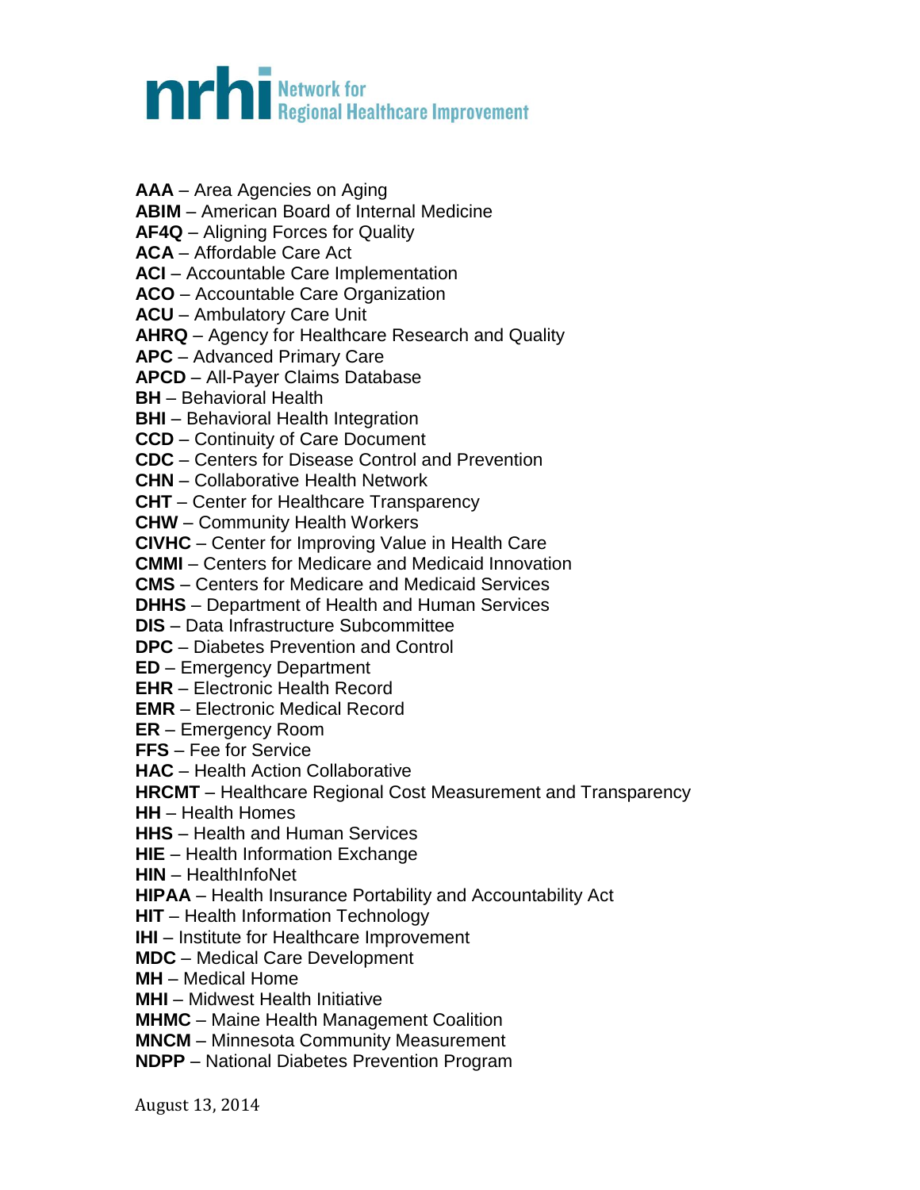# nrhi Network for Regional Healthcare Improvement

**AAA** – Area Agencies on Aging
**ABIM** – American Board of Internal Medicine
**AF4Q** – Aligning Forces for Quality
**ACA** – Affordable Care Act
**ACI** – Accountable Care Implementation
**ACO** – Accountable Care Organization
**ACU** – Ambulatory Care Unit
**AHRQ** – Agency for Healthcare Research and Quality
**APC** – Advanced Primary Care
**APCD** – All-Payer Claims Database
**BH** – Behavioral Health
**BHI** – Behavioral Health Integration
**CCD** – Continuity of Care Document
**CDC** – Centers for Disease Control and Prevention
**CHN** – Collaborative Health Network
**CHT** – Center for Healthcare Transparency
**CHW** – Community Health Workers
**CIVHC** – Center for Improving Value in Health Care
**CMMI** – Centers for Medicare and Medicaid Innovation
**CMS** – Centers for Medicare and Medicaid Services
**DHHS** – Department of Health and Human Services
**DIS** – Data Infrastructure Subcommittee
**DPC** – Diabetes Prevention and Control
**ED** – Emergency Department
**EHR** – Electronic Health Record
**EMR** – Electronic Medical Record
**ER** – Emergency Room
**FFS** – Fee for Service
**HAC** – Health Action Collaborative
**HRCMT** – Healthcare Regional Cost Measurement and Transparency
**HH** – Health Homes
**HHS** – Health and Human Services
**HIE** – Health Information Exchange
**HIN** – HealthInfoNet
**HIPAA** – Health Insurance Portability and Accountability Act
**HIT** – Health Information Technology
**IHI** – Institute for Healthcare Improvement
**MDC** – Medical Care Development
**MH** – Medical Home
**MHI** – Midwest Health Initiative
**MHMC** – Maine Health Management Coalition
**MNCM** – Minnesota Community Measurement
**NDPP** – National Diabetes Prevention Program

August 13, 2014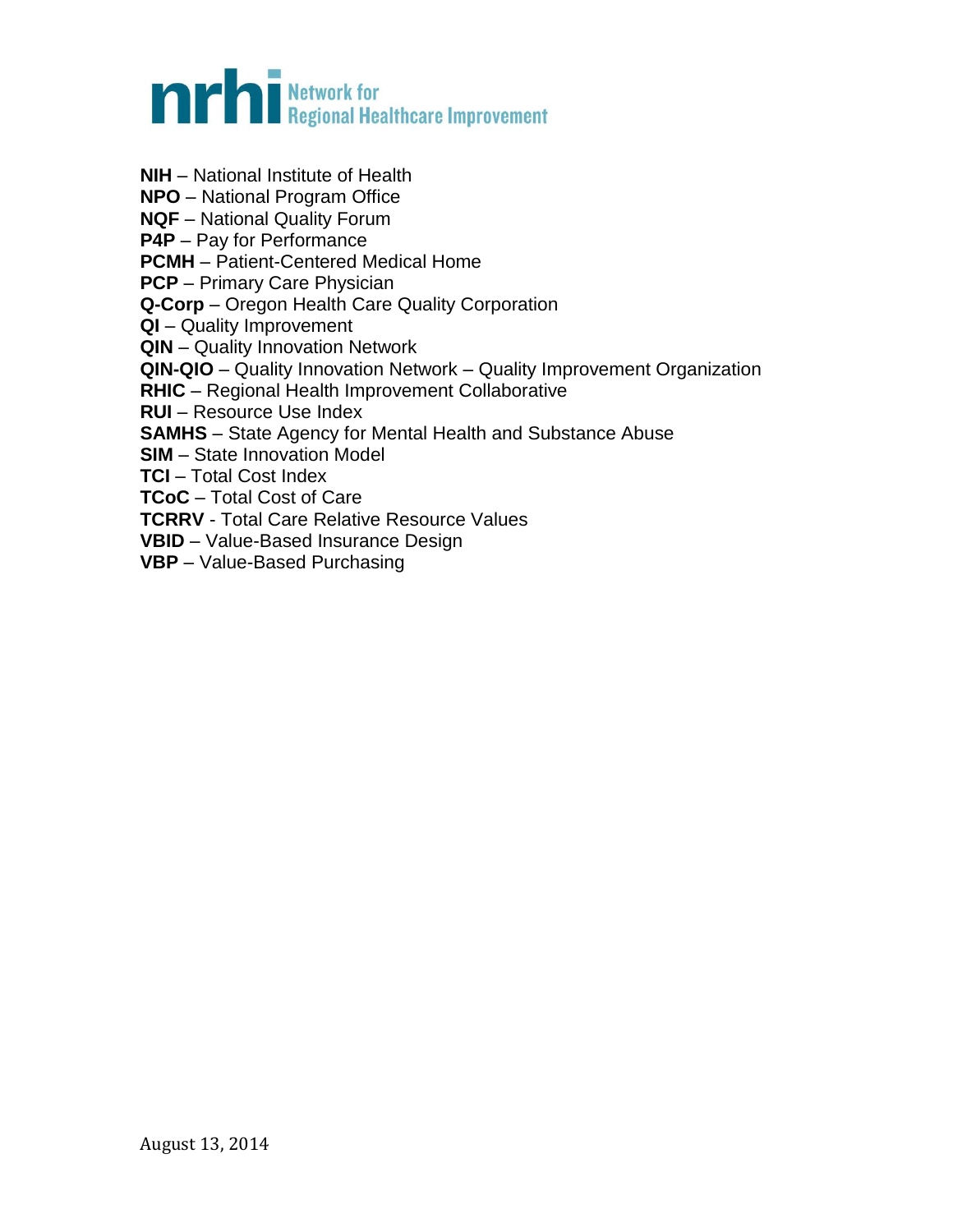**NIH** – National Institute of Health
**NPO** – National Program Office
**NQF** – National Quality Forum
**P4P** – Pay for Performance
**PCMH** – Patient-Centered Medical Home
**PCP** – Primary Care Physician
**Q-Corp** – Oregon Health Care Quality Corporation
**QI** – Quality Improvement
**QIN** – Quality Innovation Network
**QIN-QIO** – Quality Innovation Network – Quality Improvement Organization
**RHIC** – Regional Health Improvement Collaborative
**RUI** – Resource Use Index
**SAMHS** – State Agency for Mental Health and Substance Abuse
**SIM** – State Innovation Model
**TCI** – Total Cost Index
**TCoC** – Total Cost of Care
**TCRRV** - Total Care Relative Resource Values
**VBID** – Value-Based Insurance Design
**VBP** – Value-Based Purchasing

August 13, 2014